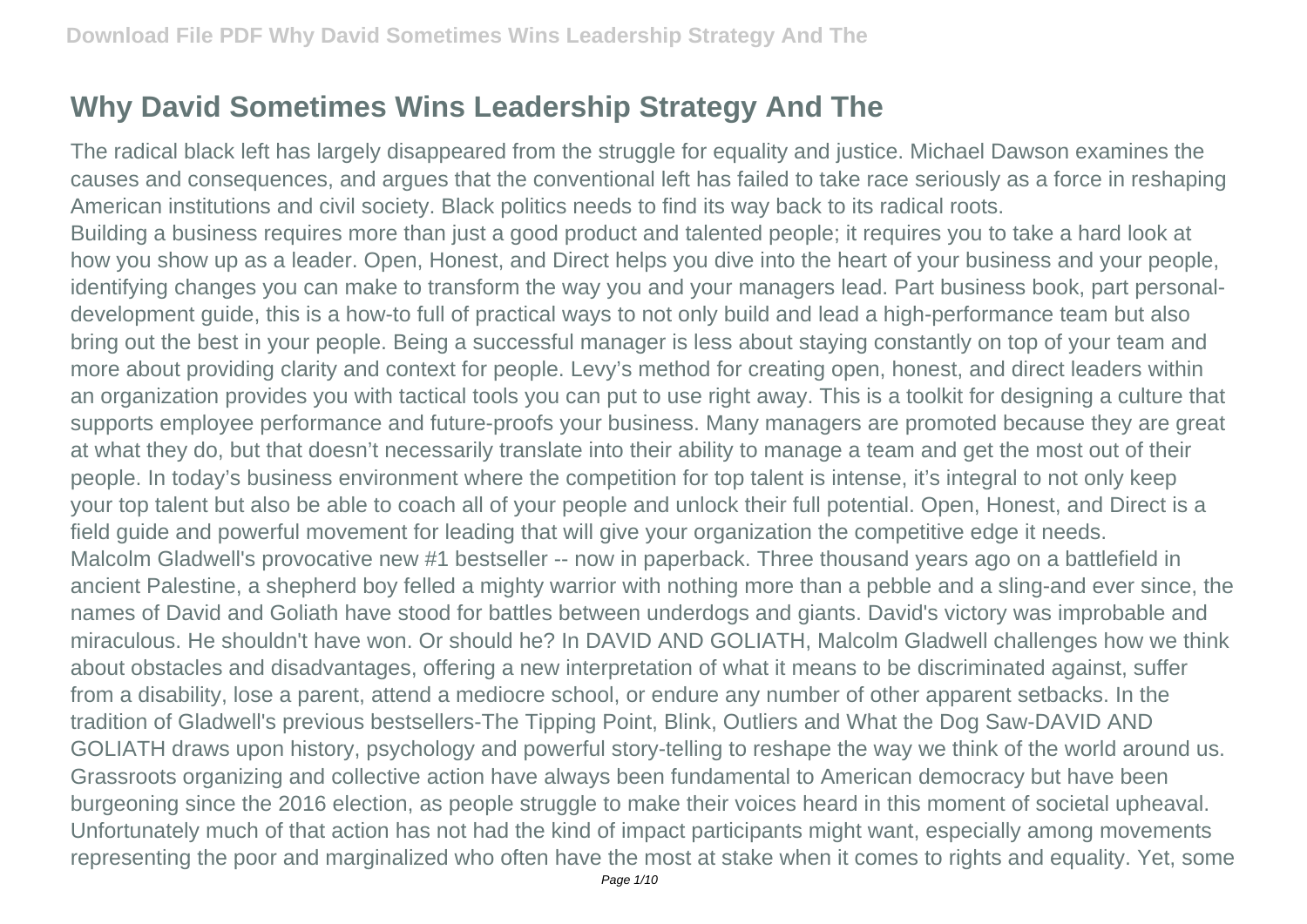# Why David Sometimes Wins Leadership Strategy And The

The radical black left has largely disappeared from the struggle for equality and justice. Michael Dawson examines the causes and consequences, and argues that the conventional left has failed to take race seriously as a force in reshaping American institutions and civil society. Black politics needs to find its way back to its radical roots.

Building a business requires more than just a good product and talented people; it requires you to take a hard look at how you show up as a leader. Open, Honest, and Direct helps you dive into the heart of your business and your people, identifying changes you can make to transform the way you and your managers lead. Part business book, part personal-development guide, this is a how-to full of practical ways to not only build and lead a high-performance team but also bring out the best in your people. Being a successful manager is less about staying constantly on top of your team and more about providing clarity and context for people. Levy's method for creating open, honest, and direct leaders within an organization provides you with tactical tools you can put to use right away. This is a toolkit for designing a culture that supports employee performance and future-proofs your business. Many managers are promoted because they are great at what they do, but that doesn't necessarily translate into their ability to manage a team and get the most out of their people. In today's business environment where the competition for top talent is intense, it's integral to not only keep your top talent but also be able to coach all of your people and unlock their full potential. Open, Honest, and Direct is a field guide and powerful movement for leading that will give your organization the competitive edge it needs.

Malcolm Gladwell's provocative new #1 bestseller -- now in paperback. Three thousand years ago on a battlefield in ancient Palestine, a shepherd boy felled a mighty warrior with nothing more than a pebble and a sling-and ever since, the names of David and Goliath have stood for battles between underdogs and giants. David's victory was improbable and miraculous. He shouldn't have won. Or should he? In DAVID AND GOLIATH, Malcolm Gladwell challenges how we think about obstacles and disadvantages, offering a new interpretation of what it means to be discriminated against, suffer from a disability, lose a parent, attend a mediocre school, or endure any number of other apparent setbacks. In the tradition of Gladwell's previous bestsellers-The Tipping Point, Blink, Outliers and What the Dog Saw-DAVID AND GOLIATH draws upon history, psychology and powerful story-telling to reshape the way we think of the world around us.

Grassroots organizing and collective action have always been fundamental to American democracy but have been burgeoning since the 2016 election, as people struggle to make their voices heard in this moment of societal upheaval. Unfortunately much of that action has not had the kind of impact participants might want, especially among movements representing the poor and marginalized who often have the most at stake when it comes to rights and equality. Yet, some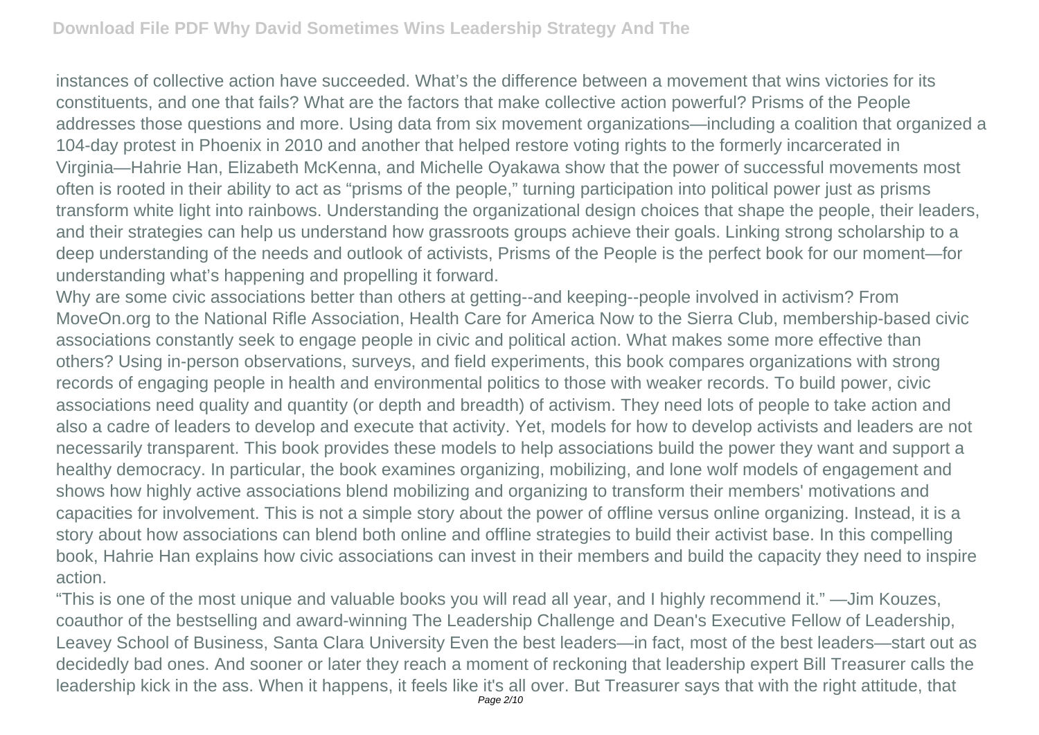instances of collective action have succeeded. What's the difference between a movement that wins victories for its constituents, and one that fails? What are the factors that make collective action powerful? Prisms of the People addresses those questions and more. Using data from six movement organizations—including a coalition that organized a 104-day protest in Phoenix in 2010 and another that helped restore voting rights to the formerly incarcerated in Virginia—Hahrie Han, Elizabeth McKenna, and Michelle Oyakawa show that the power of successful movements most often is rooted in their ability to act as "prisms of the people," turning participation into political power just as prisms transform white light into rainbows. Understanding the organizational design choices that shape the people, their leaders, and their strategies can help us understand how grassroots groups achieve their goals. Linking strong scholarship to a deep understanding of the needs and outlook of activists, Prisms of the People is the perfect book for our moment—for understanding what's happening and propelling it forward.

Why are some civic associations better than others at getting--and keeping--people involved in activism? From MoveOn.org to the National Rifle Association, Health Care for America Now to the Sierra Club, membership-based civic associations constantly seek to engage people in civic and political action. What makes some more effective than others? Using in-person observations, surveys, and field experiments, this book compares organizations with strong records of engaging people in health and environmental politics to those with weaker records. To build power, civic associations need quality and quantity (or depth and breadth) of activism. They need lots of people to take action and also a cadre of leaders to develop and execute that activity. Yet, models for how to develop activists and leaders are not necessarily transparent. This book provides these models to help associations build the power they want and support a healthy democracy. In particular, the book examines organizing, mobilizing, and lone wolf models of engagement and shows how highly active associations blend mobilizing and organizing to transform their members' motivations and capacities for involvement. This is not a simple story about the power of offline versus online organizing. Instead, it is a story about how associations can blend both online and offline strategies to build their activist base. In this compelling book, Hahrie Han explains how civic associations can invest in their members and build the capacity they need to inspire action.

"This is one of the most unique and valuable books you will read all year, and I highly recommend it." —Jim Kouzes, coauthor of the bestselling and award-winning The Leadership Challenge and Dean's Executive Fellow of Leadership, Leavey School of Business, Santa Clara University Even the best leaders—in fact, most of the best leaders—start out as decidedly bad ones. And sooner or later they reach a moment of reckoning that leadership expert Bill Treasurer calls the leadership kick in the ass. When it happens, it feels like it's all over. But Treasurer says that with the right attitude, that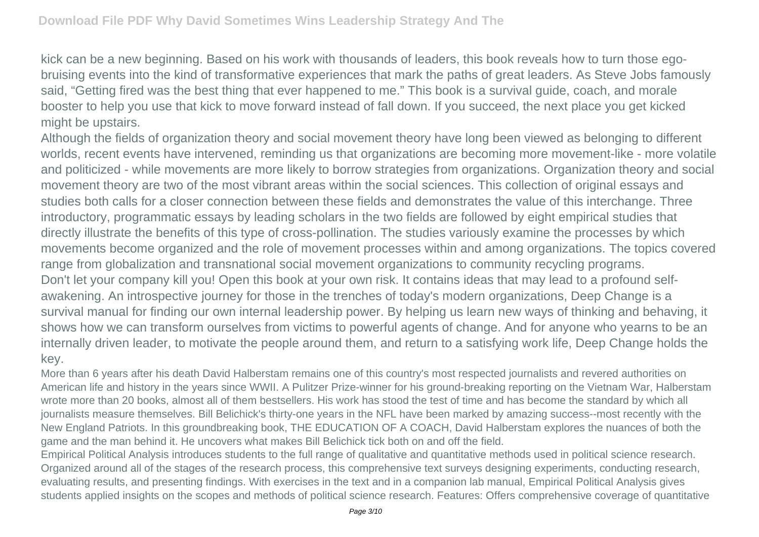kick can be a new beginning. Based on his work with thousands of leaders, this book reveals how to turn those ego-bruising events into the kind of transformative experiences that mark the paths of great leaders. As Steve Jobs famously said, "Getting fired was the best thing that ever happened to me." This book is a survival guide, coach, and morale booster to help you use that kick to move forward instead of fall down. If you succeed, the next place you get kicked might be upstairs.

Although the fields of organization theory and social movement theory have long been viewed as belonging to different worlds, recent events have intervened, reminding us that organizations are becoming more movement-like - more volatile and politicized - while movements are more likely to borrow strategies from organizations. Organization theory and social movement theory are two of the most vibrant areas within the social sciences. This collection of original essays and studies both calls for a closer connection between these fields and demonstrates the value of this interchange. Three introductory, programmatic essays by leading scholars in the two fields are followed by eight empirical studies that directly illustrate the benefits of this type of cross-pollination. The studies variously examine the processes by which movements become organized and the role of movement processes within and among organizations. The topics covered range from globalization and transnational social movement organizations to community recycling programs.

Don't let your company kill you! Open this book at your own risk. It contains ideas that may lead to a profound self-awakening. An introspective journey for those in the trenches of today's modern organizations, Deep Change is a survival manual for finding our own internal leadership power. By helping us learn new ways of thinking and behaving, it shows how we can transform ourselves from victims to powerful agents of change. And for anyone who yearns to be an internally driven leader, to motivate the people around them, and return to a satisfying work life, Deep Change holds the key.

More than 6 years after his death David Halberstam remains one of this country's most respected journalists and revered authorities on American life and history in the years since WWII. A Pulitzer Prize-winner for his ground-breaking reporting on the Vietnam War, Halberstam wrote more than 20 books, almost all of them bestsellers. His work has stood the test of time and has become the standard by which all journalists measure themselves. Bill Belichick's thirty-one years in the NFL have been marked by amazing success--most recently with the New England Patriots. In this groundbreaking book, THE EDUCATION OF A COACH, David Halberstam explores the nuances of both the game and the man behind it. He uncovers what makes Bill Belichick tick both on and off the field.

Empirical Political Analysis introduces students to the full range of qualitative and quantitative methods used in political science research. Organized around all of the stages of the research process, this comprehensive text surveys designing experiments, conducting research, evaluating results, and presenting findings. With exercises in the text and in a companion lab manual, Empirical Political Analysis gives students applied insights on the scopes and methods of political science research. Features: Offers comprehensive coverage of quantitative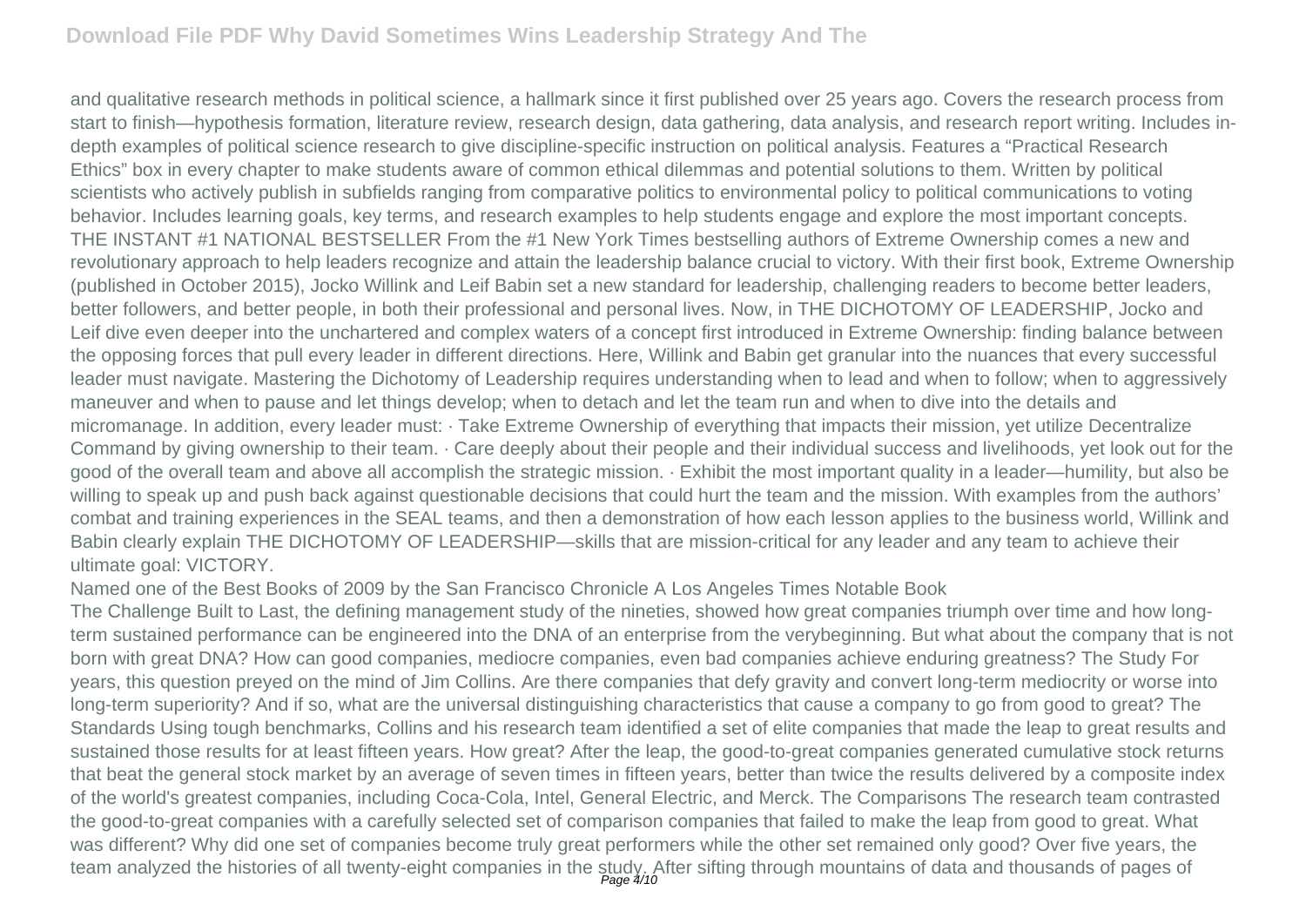and qualitative research methods in political science, a hallmark since it first published over 25 years ago. Covers the research process from start to finish—hypothesis formation, literature review, research design, data gathering, data analysis, and research report writing. Includes in-depth examples of political science research to give discipline-specific instruction on political analysis. Features a "Practical Research Ethics" box in every chapter to make students aware of common ethical dilemmas and potential solutions to them. Written by political scientists who actively publish in subfields ranging from comparative politics to environmental policy to political communications to voting behavior. Includes learning goals, key terms, and research examples to help students engage and explore the most important concepts.

THE INSTANT #1 NATIONAL BESTSELLER From the #1 New York Times bestselling authors of Extreme Ownership comes a new and revolutionary approach to help leaders recognize and attain the leadership balance crucial to victory. With their first book, Extreme Ownership (published in October 2015), Jocko Willink and Leif Babin set a new standard for leadership, challenging readers to become better leaders, better followers, and better people, in both their professional and personal lives. Now, in THE DICHOTOMY OF LEADERSHIP, Jocko and Leif dive even deeper into the unchartered and complex waters of a concept first introduced in Extreme Ownership: finding balance between the opposing forces that pull every leader in different directions. Here, Willink and Babin get granular into the nuances that every successful leader must navigate. Mastering the Dichotomy of Leadership requires understanding when to lead and when to follow; when to aggressively maneuver and when to pause and let things develop; when to detach and let the team run and when to dive into the details and micromanage. In addition, every leader must: · Take Extreme Ownership of everything that impacts their mission, yet utilize Decentralize Command by giving ownership to their team. · Care deeply about their people and their individual success and livelihoods, yet look out for the good of the overall team and above all accomplish the strategic mission. · Exhibit the most important quality in a leader—humility, but also be willing to speak up and push back against questionable decisions that could hurt the team and the mission. With examples from the authors' combat and training experiences in the SEAL teams, and then a demonstration of how each lesson applies to the business world, Willink and Babin clearly explain THE DICHOTOMY OF LEADERSHIP—skills that are mission-critical for any leader and any team to achieve their ultimate goal: VICTORY.

Named one of the Best Books of 2009 by the San Francisco Chronicle A Los Angeles Times Notable Book

The Challenge Built to Last, the defining management study of the nineties, showed how great companies triumph over time and how long-term sustained performance can be engineered into the DNA of an enterprise from the verybeginning. But what about the company that is not born with great DNA? How can good companies, mediocre companies, even bad companies achieve enduring greatness? The Study For years, this question preyed on the mind of Jim Collins. Are there companies that defy gravity and convert long-term mediocrity or worse into long-term superiority? And if so, what are the universal distinguishing characteristics that cause a company to go from good to great? The Standards Using tough benchmarks, Collins and his research team identified a set of elite companies that made the leap to great results and sustained those results for at least fifteen years. How great? After the leap, the good-to-great companies generated cumulative stock returns that beat the general stock market by an average of seven times in fifteen years, better than twice the results delivered by a composite index of the world's greatest companies, including Coca-Cola, Intel, General Electric, and Merck. The Comparisons The research team contrasted the good-to-great companies with a carefully selected set of comparison companies that failed to make the leap from good to great. What was different? Why did one set of companies become truly great performers while the other set remained only good? Over five years, the team analyzed the histories of all twenty-eight companies in the study. After sifting through mountains of data and thousands of pages of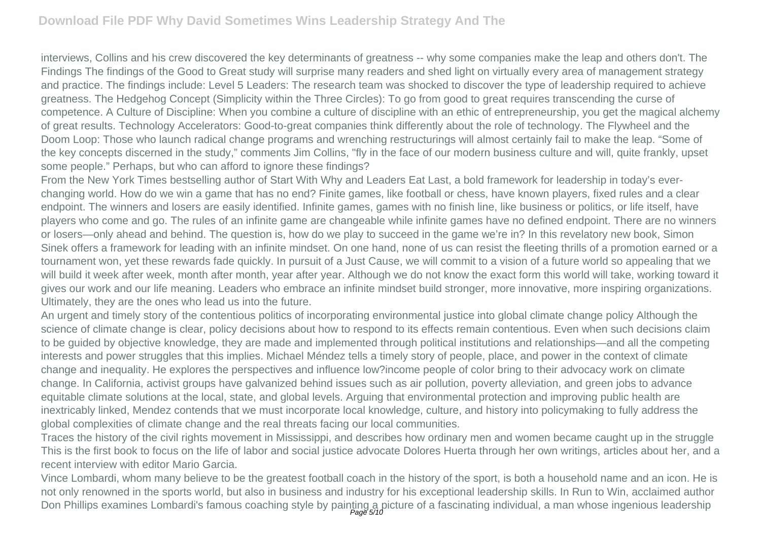interviews, Collins and his crew discovered the key determinants of greatness -- why some companies make the leap and others don't. The Findings The findings of the Good to Great study will surprise many readers and shed light on virtually every area of management strategy and practice. The findings include: Level 5 Leaders: The research team was shocked to discover the type of leadership required to achieve greatness. The Hedgehog Concept (Simplicity within the Three Circles): To go from good to great requires transcending the curse of competence. A Culture of Discipline: When you combine a culture of discipline with an ethic of entrepreneurship, you get the magical alchemy of great results. Technology Accelerators: Good-to-great companies think differently about the role of technology. The Flywheel and the Doom Loop: Those who launch radical change programs and wrenching restructurings will almost certainly fail to make the leap. "Some of the key concepts discerned in the study," comments Jim Collins, "fly in the face of our modern business culture and will, quite frankly, upset some people." Perhaps, but who can afford to ignore these findings?

From the New York Times bestselling author of Start With Why and Leaders Eat Last, a bold framework for leadership in today's ever-changing world. How do we win a game that has no end? Finite games, like football or chess, have known players, fixed rules and a clear endpoint. The winners and losers are easily identified. Infinite games, games with no finish line, like business or politics, or life itself, have players who come and go. The rules of an infinite game are changeable while infinite games have no defined endpoint. There are no winners or losers—only ahead and behind. The question is, how do we play to succeed in the game we're in? In this revelatory new book, Simon Sinek offers a framework for leading with an infinite mindset. On one hand, none of us can resist the fleeting thrills of a promotion earned or a tournament won, yet these rewards fade quickly. In pursuit of a Just Cause, we will commit to a vision of a future world so appealing that we will build it week after week, month after month, year after year. Although we do not know the exact form this world will take, working toward it gives our work and our life meaning. Leaders who embrace an infinite mindset build stronger, more innovative, more inspiring organizations. Ultimately, they are the ones who lead us into the future.

An urgent and timely story of the contentious politics of incorporating environmental justice into global climate change policy Although the science of climate change is clear, policy decisions about how to respond to its effects remain contentious. Even when such decisions claim to be guided by objective knowledge, they are made and implemented through political institutions and relationships—and all the competing interests and power struggles that this implies. Michael Méndez tells a timely story of people, place, and power in the context of climate change and inequality. He explores the perspectives and influence low?income people of color bring to their advocacy work on climate change. In California, activist groups have galvanized behind issues such as air pollution, poverty alleviation, and green jobs to advance equitable climate solutions at the local, state, and global levels. Arguing that environmental protection and improving public health are inextricably linked, Mendez contends that we must incorporate local knowledge, culture, and history into policymaking to fully address the global complexities of climate change and the real threats facing our local communities.

Traces the history of the civil rights movement in Mississippi, and describes how ordinary men and women became caught up in the struggle This is the first book to focus on the life of labor and social justice advocate Dolores Huerta through her own writings, articles about her, and a recent interview with editor Mario Garcia.

Vince Lombardi, whom many believe to be the greatest football coach in the history of the sport, is both a household name and an icon. He is not only renowned in the sports world, but also in business and industry for his exceptional leadership skills. In Run to Win, acclaimed author Don Phillips examines Lombardi's famous coaching style by painting a picture of a fascinating individual, a man whose ingenious leadership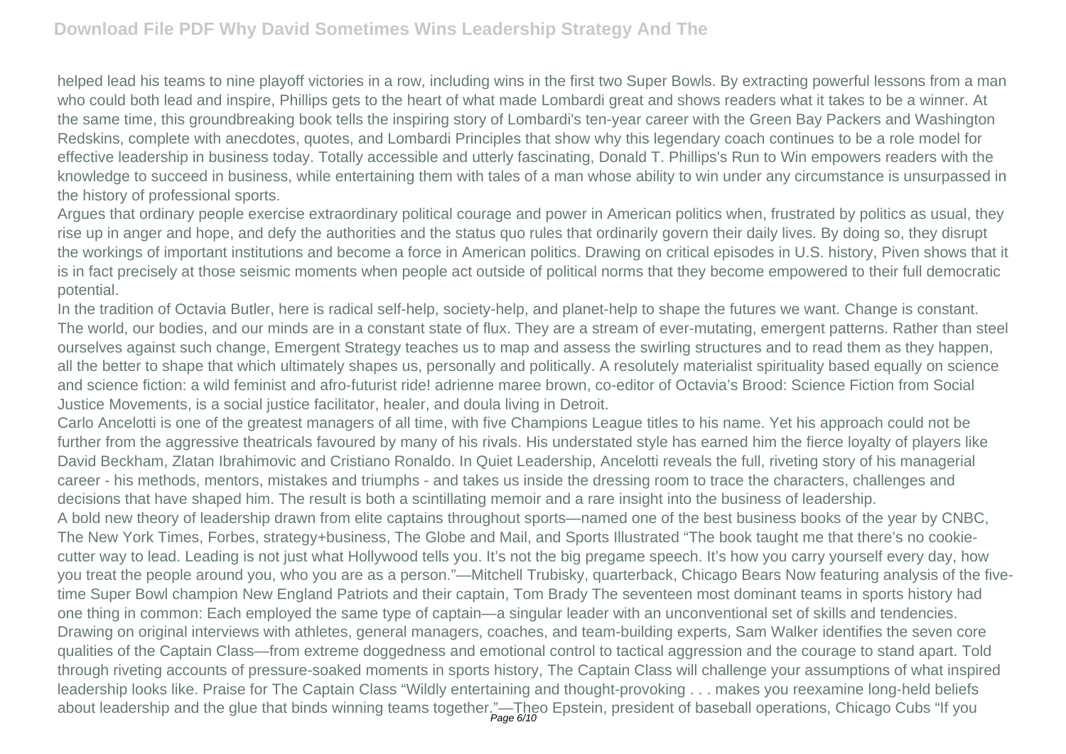helped lead his teams to nine playoff victories in a row, including wins in the first two Super Bowls. By extracting powerful lessons from a man who could both lead and inspire, Phillips gets to the heart of what made Lombardi great and shows readers what it takes to be a winner. At the same time, this groundbreaking book tells the inspiring story of Lombardi's ten-year career with the Green Bay Packers and Washington Redskins, complete with anecdotes, quotes, and Lombardi Principles that show why this legendary coach continues to be a role model for effective leadership in business today. Totally accessible and utterly fascinating, Donald T. Phillips's Run to Win empowers readers with the knowledge to succeed in business, while entertaining them with tales of a man whose ability to win under any circumstance is unsurpassed in the history of professional sports.

Argues that ordinary people exercise extraordinary political courage and power in American politics when, frustrated by politics as usual, they rise up in anger and hope, and defy the authorities and the status quo rules that ordinarily govern their daily lives. By doing so, they disrupt the workings of important institutions and become a force in American politics. Drawing on critical episodes in U.S. history, Piven shows that it is in fact precisely at those seismic moments when people act outside of political norms that they become empowered to their full democratic potential.

In the tradition of Octavia Butler, here is radical self-help, society-help, and planet-help to shape the futures we want. Change is constant. The world, our bodies, and our minds are in a constant state of flux. They are a stream of ever-mutating, emergent patterns. Rather than steel ourselves against such change, Emergent Strategy teaches us to map and assess the swirling structures and to read them as they happen, all the better to shape that which ultimately shapes us, personally and politically. A resolutely materialist spirituality based equally on science and science fiction: a wild feminist and afro-futurist ride! adrienne maree brown, co-editor of Octavia's Brood: Science Fiction from Social Justice Movements, is a social justice facilitator, healer, and doula living in Detroit.

Carlo Ancelotti is one of the greatest managers of all time, with five Champions League titles to his name. Yet his approach could not be further from the aggressive theatricals favoured by many of his rivals. His understated style has earned him the fierce loyalty of players like David Beckham, Zlatan Ibrahimovic and Cristiano Ronaldo. In Quiet Leadership, Ancelotti reveals the full, riveting story of his managerial career - his methods, mentors, mistakes and triumphs - and takes us inside the dressing room to trace the characters, challenges and decisions that have shaped him. The result is both a scintillating memoir and a rare insight into the business of leadership.

A bold new theory of leadership drawn from elite captains throughout sports—named one of the best business books of the year by CNBC, The New York Times, Forbes, strategy+business, The Globe and Mail, and Sports Illustrated "The book taught me that there's no cookie-cutter way to lead. Leading is not just what Hollywood tells you. It's not the big pregame speech. It's how you carry yourself every day, how you treat the people around you, who you are as a person."—Mitchell Trubisky, quarterback, Chicago Bears Now featuring analysis of the five-time Super Bowl champion New England Patriots and their captain, Tom Brady The seventeen most dominant teams in sports history had one thing in common: Each employed the same type of captain—a singular leader with an unconventional set of skills and tendencies. Drawing on original interviews with athletes, general managers, coaches, and team-building experts, Sam Walker identifies the seven core qualities of the Captain Class—from extreme doggedness and emotional control to tactical aggression and the courage to stand apart. Told through riveting accounts of pressure-soaked moments in sports history, The Captain Class will challenge your assumptions of what inspired leadership looks like. Praise for The Captain Class "Wildly entertaining and thought-provoking . . . makes you reexamine long-held beliefs about leadership and the glue that binds winning teams together."—Theo Epstein, president of baseball operations, Chicago Cubs "If you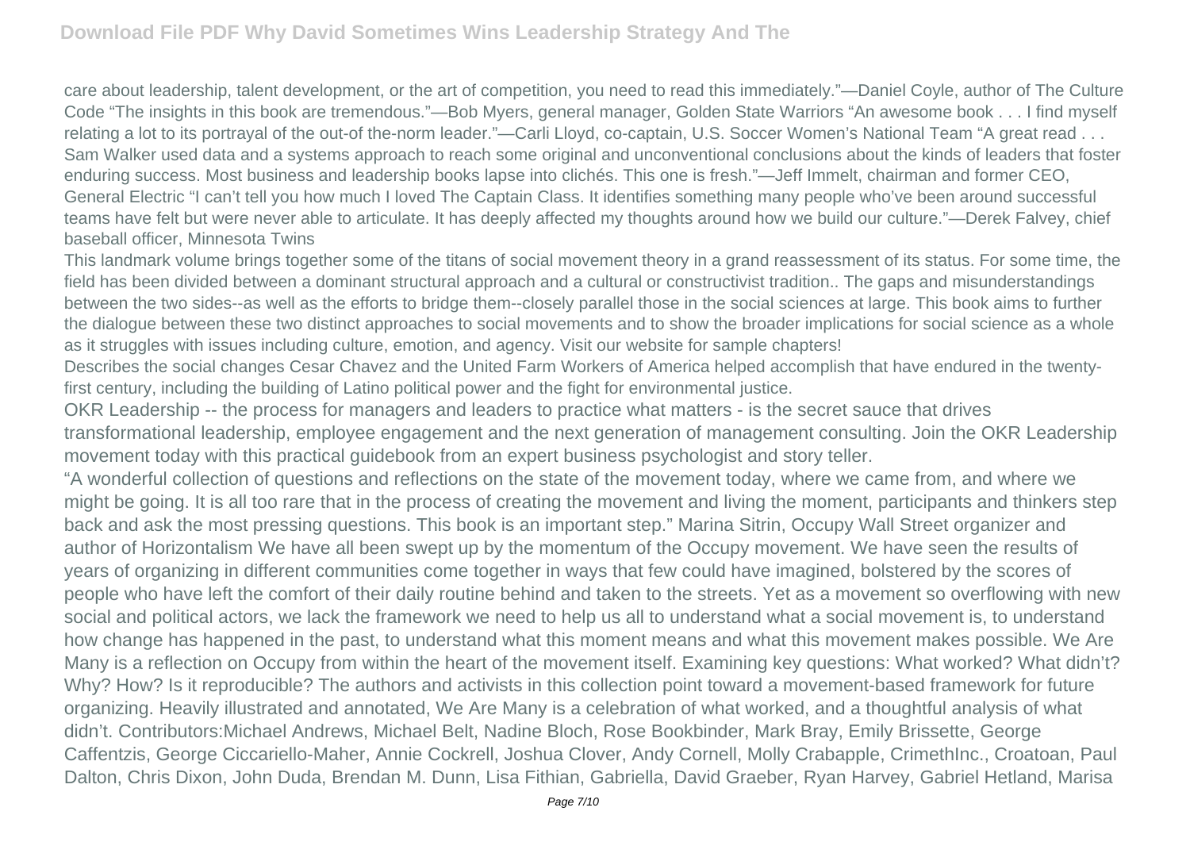care about leadership, talent development, or the art of competition, you need to read this immediately."—Daniel Coyle, author of The Culture Code "The insights in this book are tremendous."—Bob Myers, general manager, Golden State Warriors "An awesome book . . . I find myself relating a lot to its portrayal of the out-of the-norm leader."—Carli Lloyd, co-captain, U.S. Soccer Women's National Team "A great read . . . Sam Walker used data and a systems approach to reach some original and unconventional conclusions about the kinds of leaders that foster enduring success. Most business and leadership books lapse into clichés. This one is fresh."—Jeff Immelt, chairman and former CEO, General Electric "I can't tell you how much I loved The Captain Class. It identifies something many people who've been around successful teams have felt but were never able to articulate. It has deeply affected my thoughts around how we build our culture."—Derek Falvey, chief baseball officer, Minnesota Twins

This landmark volume brings together some of the titans of social movement theory in a grand reassessment of its status. For some time, the field has been divided between a dominant structural approach and a cultural or constructivist tradition.. The gaps and misunderstandings between the two sides--as well as the efforts to bridge them--closely parallel those in the social sciences at large. This book aims to further the dialogue between these two distinct approaches to social movements and to show the broader implications for social science as a whole as it struggles with issues including culture, emotion, and agency. Visit our website for sample chapters!

Describes the social changes Cesar Chavez and the United Farm Workers of America helped accomplish that have endured in the twenty-first century, including the building of Latino political power and the fight for environmental justice.

OKR Leadership -- the process for managers and leaders to practice what matters - is the secret sauce that drives transformational leadership, employee engagement and the next generation of management consulting. Join the OKR Leadership movement today with this practical guidebook from an expert business psychologist and story teller.

"A wonderful collection of questions and reflections on the state of the movement today, where we came from, and where we might be going. It is all too rare that in the process of creating the movement and living the moment, participants and thinkers step back and ask the most pressing questions. This book is an important step." Marina Sitrin, Occupy Wall Street organizer and author of Horizontalism We have all been swept up by the momentum of the Occupy movement. We have seen the results of years of organizing in different communities come together in ways that few could have imagined, bolstered by the scores of people who have left the comfort of their daily routine behind and taken to the streets. Yet as a movement so overflowing with new social and political actors, we lack the framework we need to help us all to understand what a social movement is, to understand how change has happened in the past, to understand what this moment means and what this movement makes possible. We Are Many is a reflection on Occupy from within the heart of the movement itself. Examining key questions: What worked? What didn't? Why? How? Is it reproducible? The authors and activists in this collection point toward a movement-based framework for future organizing. Heavily illustrated and annotated, We Are Many is a celebration of what worked, and a thoughtful analysis of what didn't. Contributors:Michael Andrews, Michael Belt, Nadine Bloch, Rose Bookbinder, Mark Bray, Emily Brissette, George Caffentzis, George Ciccariello-Maher, Annie Cockrell, Joshua Clover, Andy Cornell, Molly Crabapple, CrimethInc., Croatoan, Paul Dalton, Chris Dixon, John Duda, Brendan M. Dunn, Lisa Fithian, Gabriella, David Graeber, Ryan Harvey, Gabriel Hetland, Marisa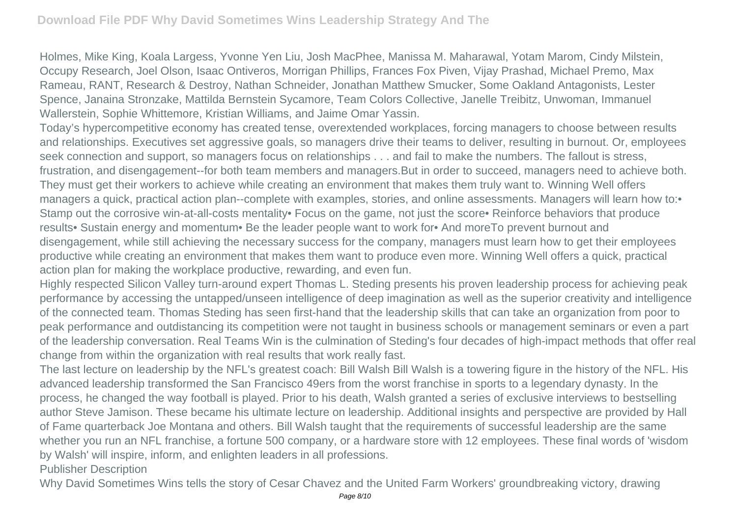Holmes, Mike King, Koala Largess, Yvonne Yen Liu, Josh MacPhee, Manissa M. Maharawal, Yotam Marom, Cindy Milstein, Occupy Research, Joel Olson, Isaac Ontiveros, Morrigan Phillips, Frances Fox Piven, Vijay Prashad, Michael Premo, Max Rameau, RANT, Research & Destroy, Nathan Schneider, Jonathan Matthew Smucker, Some Oakland Antagonists, Lester Spence, Janaina Stronzake, Mattilda Bernstein Sycamore, Team Colors Collective, Janelle Treibitz, Unwoman, Immanuel Wallerstein, Sophie Whittemore, Kristian Williams, and Jaime Omar Yassin.

Today's hypercompetitive economy has created tense, overextended workplaces, forcing managers to choose between results and relationships. Executives set aggressive goals, so managers drive their teams to deliver, resulting in burnout. Or, employees seek connection and support, so managers focus on relationships . . . and fail to make the numbers. The fallout is stress, frustration, and disengagement--for both team members and managers.But in order to succeed, managers need to achieve both. They must get their workers to achieve while creating an environment that makes them truly want to. Winning Well offers managers a quick, practical action plan--complete with examples, stories, and online assessments. Managers will learn how to:• Stamp out the corrosive win-at-all-costs mentality• Focus on the game, not just the score• Reinforce behaviors that produce results• Sustain energy and momentum• Be the leader people want to work for• And moreTo prevent burnout and disengagement, while still achieving the necessary success for the company, managers must learn how to get their employees productive while creating an environment that makes them want to produce even more. Winning Well offers a quick, practical action plan for making the workplace productive, rewarding, and even fun.

Highly respected Silicon Valley turn-around expert Thomas L. Steding presents his proven leadership process for achieving peak performance by accessing the untapped/unseen intelligence of deep imagination as well as the superior creativity and intelligence of the connected team. Thomas Steding has seen first-hand that the leadership skills that can take an organization from poor to peak performance and outdistancing its competition were not taught in business schools or management seminars or even a part of the leadership conversation. Real Teams Win is the culmination of Steding's four decades of high-impact methods that offer real change from within the organization with real results that work really fast.

The last lecture on leadership by the NFL's greatest coach: Bill Walsh Bill Walsh is a towering figure in the history of the NFL. His advanced leadership transformed the San Francisco 49ers from the worst franchise in sports to a legendary dynasty. In the process, he changed the way football is played. Prior to his death, Walsh granted a series of exclusive interviews to bestselling author Steve Jamison. These became his ultimate lecture on leadership. Additional insights and perspective are provided by Hall of Fame quarterback Joe Montana and others. Bill Walsh taught that the requirements of successful leadership are the same whether you run an NFL franchise, a fortune 500 company, or a hardware store with 12 employees. These final words of 'wisdom by Walsh' will inspire, inform, and enlighten leaders in all professions.

Publisher Description

Why David Sometimes Wins tells the story of Cesar Chavez and the United Farm Workers' groundbreaking victory, drawing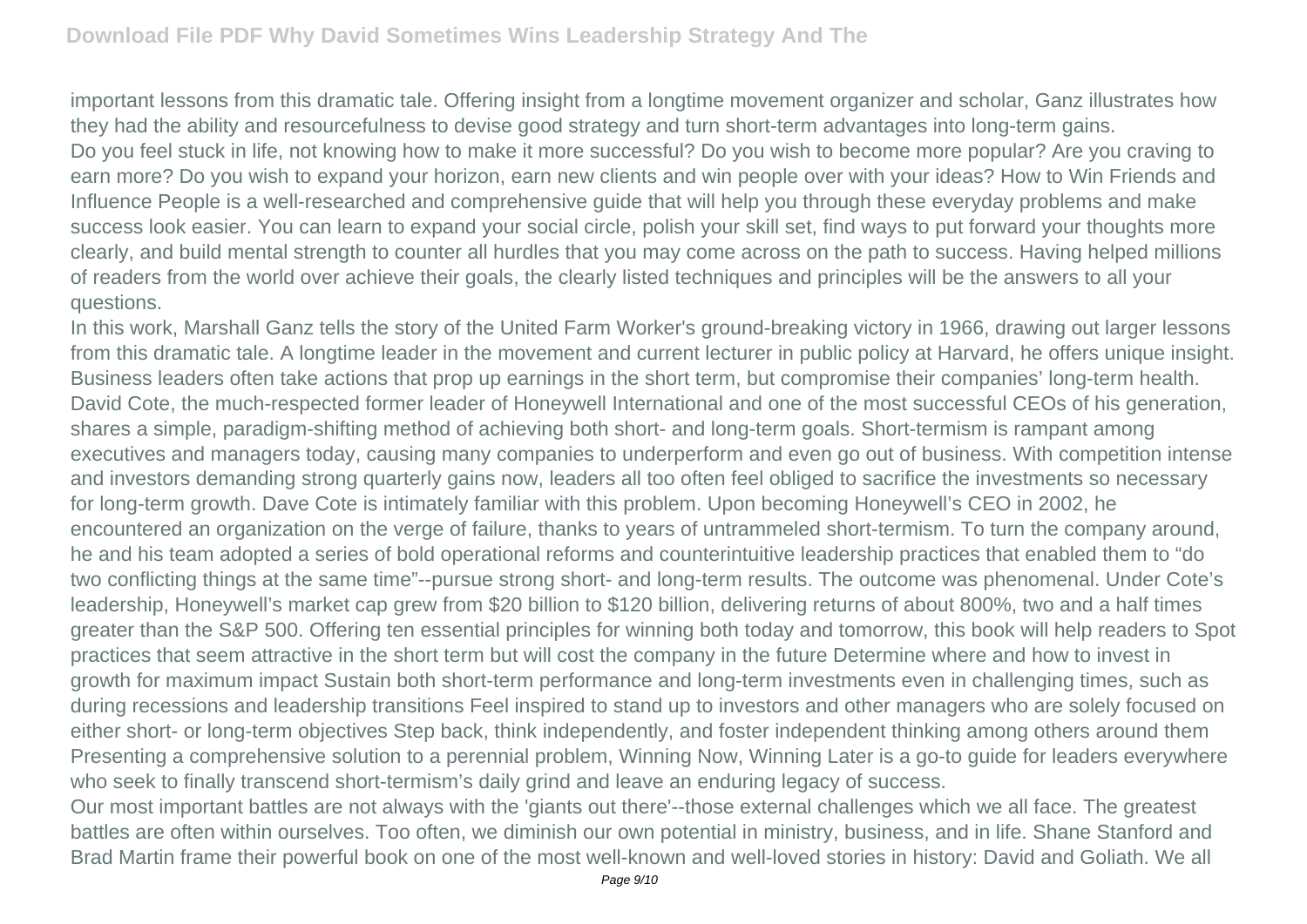important lessons from this dramatic tale. Offering insight from a longtime movement organizer and scholar, Ganz illustrates how they had the ability and resourcefulness to devise good strategy and turn short-term advantages into long-term gains.

Do you feel stuck in life, not knowing how to make it more successful? Do you wish to become more popular? Are you craving to earn more? Do you wish to expand your horizon, earn new clients and win people over with your ideas? How to Win Friends and Influence People is a well-researched and comprehensive guide that will help you through these everyday problems and make success look easier. You can learn to expand your social circle, polish your skill set, find ways to put forward your thoughts more clearly, and build mental strength to counter all hurdles that you may come across on the path to success. Having helped millions of readers from the world over achieve their goals, the clearly listed techniques and principles will be the answers to all your questions.

In this work, Marshall Ganz tells the story of the United Farm Worker's ground-breaking victory in 1966, drawing out larger lessons from this dramatic tale. A longtime leader in the movement and current lecturer in public policy at Harvard, he offers unique insight.

Business leaders often take actions that prop up earnings in the short term, but compromise their companies' long-term health. David Cote, the much-respected former leader of Honeywell International and one of the most successful CEOs of his generation, shares a simple, paradigm-shifting method of achieving both short- and long-term goals. Short-termism is rampant among executives and managers today, causing many companies to underperform and even go out of business. With competition intense and investors demanding strong quarterly gains now, leaders all too often feel obliged to sacrifice the investments so necessary for long-term growth. Dave Cote is intimately familiar with this problem. Upon becoming Honeywell's CEO in 2002, he encountered an organization on the verge of failure, thanks to years of untrammeled short-termism. To turn the company around, he and his team adopted a series of bold operational reforms and counterintuitive leadership practices that enabled them to "do two conflicting things at the same time"--pursue strong short- and long-term results. The outcome was phenomenal. Under Cote's leadership, Honeywell's market cap grew from $20 billion to $120 billion, delivering returns of about 800%, two and a half times greater than the S&P 500. Offering ten essential principles for winning both today and tomorrow, this book will help readers to Spot practices that seem attractive in the short term but will cost the company in the future Determine where and how to invest in growth for maximum impact Sustain both short-term performance and long-term investments even in challenging times, such as during recessions and leadership transitions Feel inspired to stand up to investors and other managers who are solely focused on either short- or long-term objectives Step back, think independently, and foster independent thinking among others around them Presenting a comprehensive solution to a perennial problem, Winning Now, Winning Later is a go-to guide for leaders everywhere who seek to finally transcend short-termism's daily grind and leave an enduring legacy of success.

Our most important battles are not always with the 'giants out there'--those external challenges which we all face. The greatest battles are often within ourselves. Too often, we diminish our own potential in ministry, business, and in life. Shane Stanford and Brad Martin frame their powerful book on one of the most well-known and well-loved stories in history: David and Goliath. We all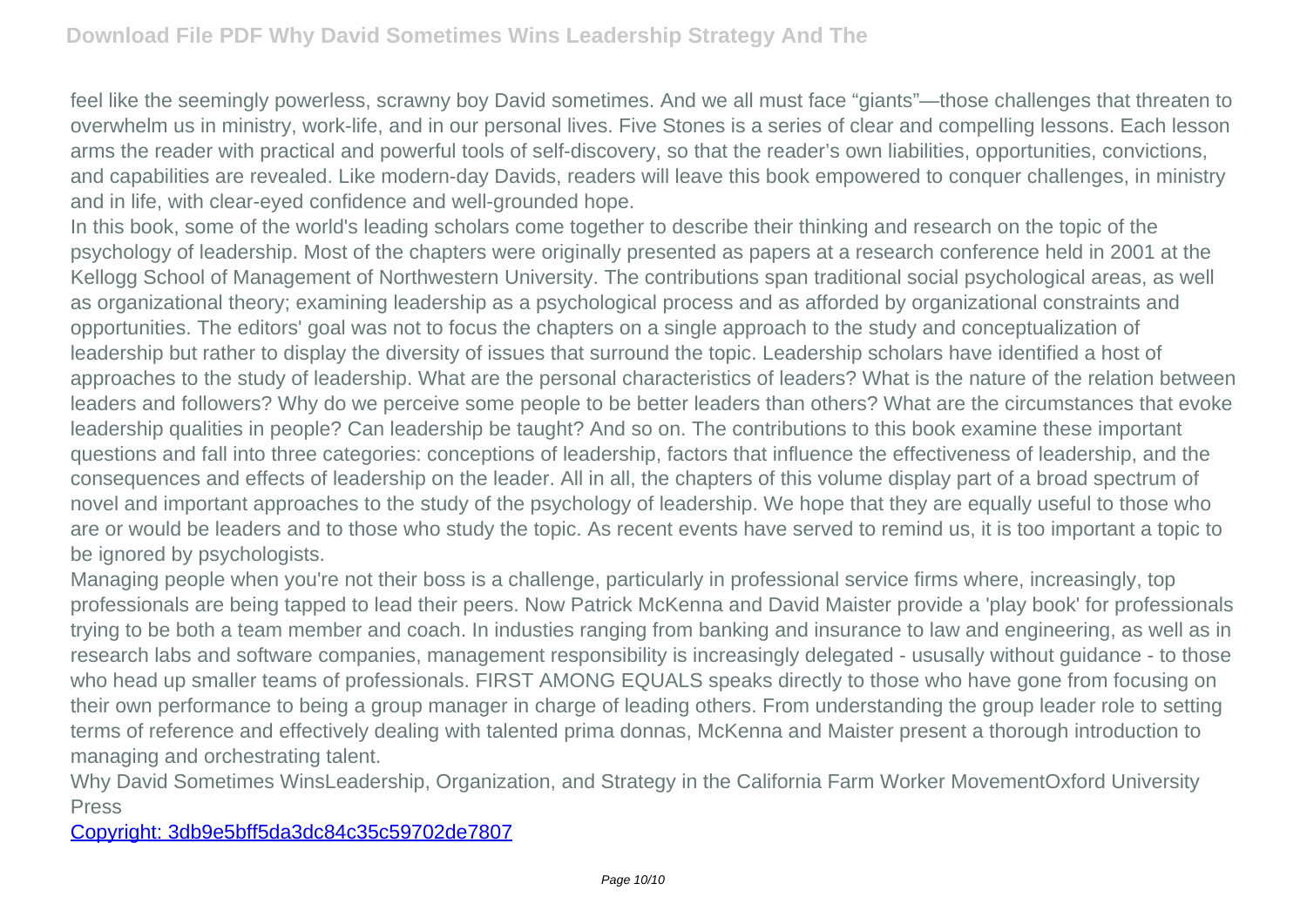feel like the seemingly powerless, scrawny boy David sometimes. And we all must face "giants"—those challenges that threaten to overwhelm us in ministry, work-life, and in our personal lives. Five Stones is a series of clear and compelling lessons. Each lesson arms the reader with practical and powerful tools of self-discovery, so that the reader's own liabilities, opportunities, convictions, and capabilities are revealed. Like modern-day Davids, readers will leave this book empowered to conquer challenges, in ministry and in life, with clear-eyed confidence and well-grounded hope.

In this book, some of the world's leading scholars come together to describe their thinking and research on the topic of the psychology of leadership. Most of the chapters were originally presented as papers at a research conference held in 2001 at the Kellogg School of Management of Northwestern University. The contributions span traditional social psychological areas, as well as organizational theory; examining leadership as a psychological process and as afforded by organizational constraints and opportunities. The editors' goal was not to focus the chapters on a single approach to the study and conceptualization of leadership but rather to display the diversity of issues that surround the topic. Leadership scholars have identified a host of approaches to the study of leadership. What are the personal characteristics of leaders? What is the nature of the relation between leaders and followers? Why do we perceive some people to be better leaders than others? What are the circumstances that evoke leadership qualities in people? Can leadership be taught? And so on. The contributions to this book examine these important questions and fall into three categories: conceptions of leadership, factors that influence the effectiveness of leadership, and the consequences and effects of leadership on the leader. All in all, the chapters of this volume display part of a broad spectrum of novel and important approaches to the study of the psychology of leadership. We hope that they are equally useful to those who are or would be leaders and to those who study the topic. As recent events have served to remind us, it is too important a topic to be ignored by psychologists.

Managing people when you're not their boss is a challenge, particularly in professional service firms where, increasingly, top professionals are being tapped to lead their peers. Now Patrick McKenna and David Maister provide a 'play book' for professionals trying to be both a team member and coach. In industies ranging from banking and insurance to law and engineering, as well as in research labs and software companies, management responsibility is increasingly delegated - ususally without guidance - to those who head up smaller teams of professionals. FIRST AMONG EQUALS speaks directly to those who have gone from focusing on their own performance to being a group manager in charge of leading others. From understanding the group leader role to setting terms of reference and effectively dealing with talented prima donnas, McKenna and Maister present a thorough introduction to managing and orchestrating talent.

Why David Sometimes WinsLeadership, Organization, and Strategy in the California Farm Worker MovementOxford University Press

Copyright: 3db9e5bff5da3dc84c35c59702de7807